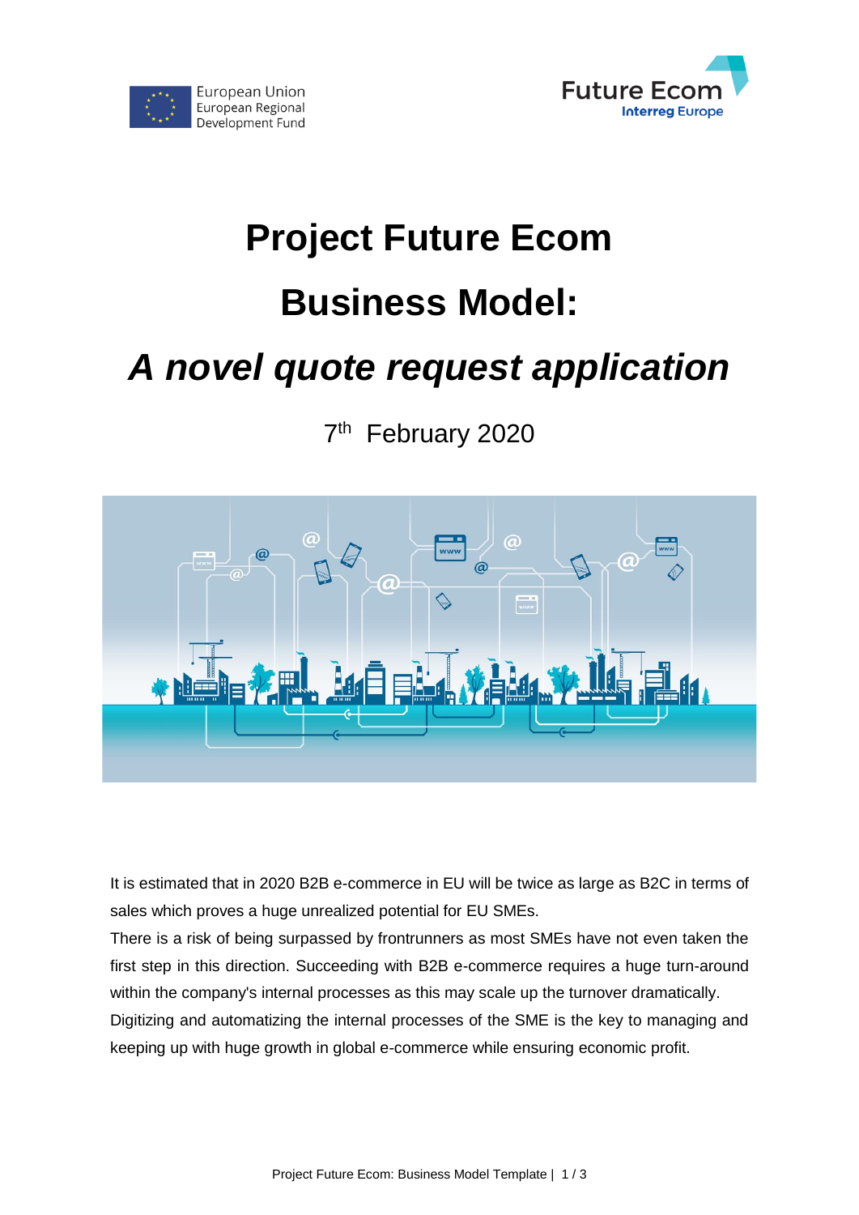European Union
European Regional
Development Fund

Future Ecom
Interreg Europe

# Project Future Ecom

# Business Model:

# *A novel quote request application*

7th February 2020

It is estimated that in 2020 B2B e-commerce in EU will be twice as large as B2C in terms of sales which proves a huge unrealized potential for EU SMEs.

There is a risk of being surpassed by frontrunners as most SMEs have not even taken the first step in this direction. Succeeding with B2B e-commerce requires a huge turn-around within the company's internal processes as this may scale up the turnover dramatically.

Digitizing and automatizing the internal processes of the SME is the key to managing and keeping up with huge growth in global e-commerce while ensuring economic profit.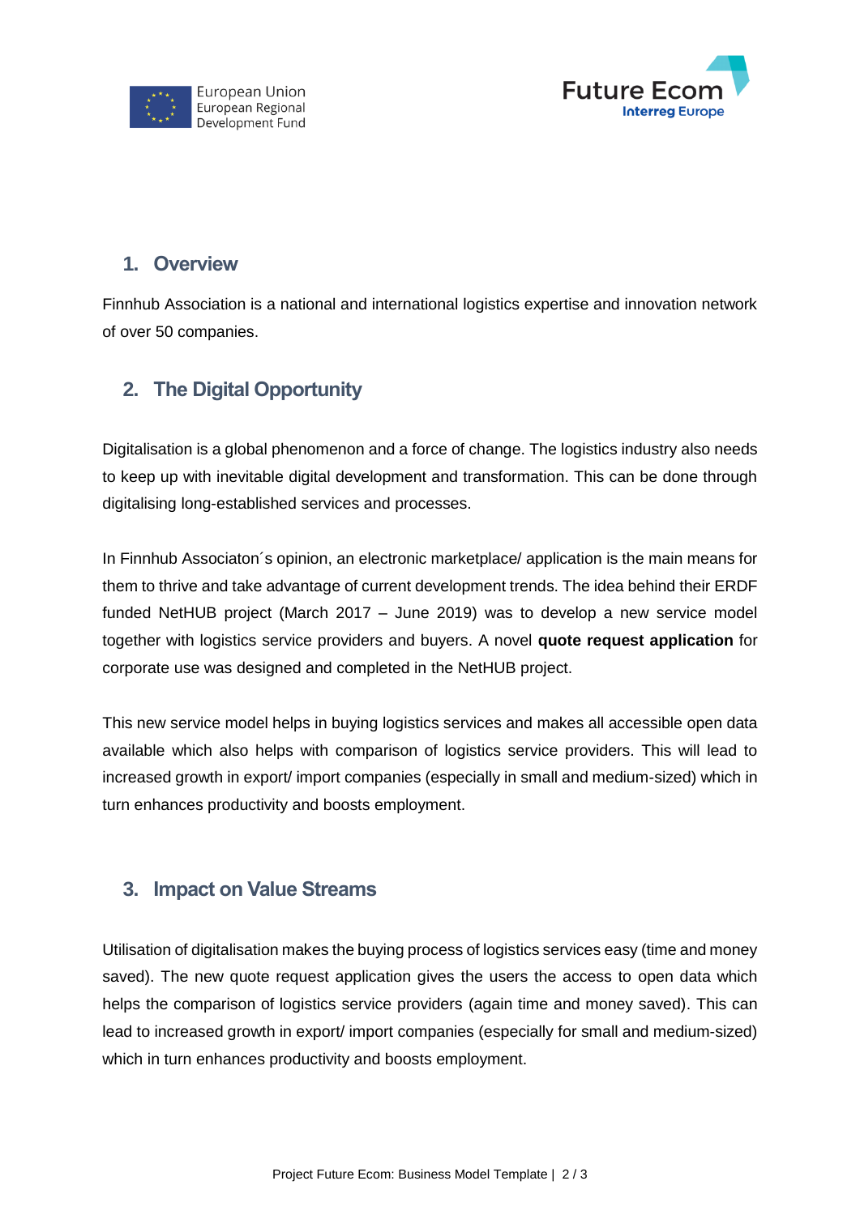## 1. Overview

Finnhub Association is a national and international logistics expertise and innovation network of over 50 companies.

## 2. The Digital Opportunity

Digitalisation is a global phenomenon and a force of change. The logistics industry also needs to keep up with inevitable digital development and transformation. This can be done through digitalising long-established services and processes.

In Finnhub Associaton´s opinion, an electronic marketplace/ application is the main means for them to thrive and take advantage of current development trends. The idea behind their ERDF funded NetHUB project (March 2017 – June 2019) was to develop a new service model together with logistics service providers and buyers. A novel **quote request application** for corporate use was designed and completed in the NetHUB project.

This new service model helps in buying logistics services and makes all accessible open data available which also helps with comparison of logistics service providers. This will lead to increased growth in export/ import companies (especially in small and medium-sized) which in turn enhances productivity and boosts employment.

## 3. Impact on Value Streams

Utilisation of digitalisation makes the buying process of logistics services easy (time and money saved). The new quote request application gives the users the access to open data which helps the comparison of logistics service providers (again time and money saved). This can lead to increased growth in export/ import companies (especially for small and medium-sized) which in turn enhances productivity and boosts employment.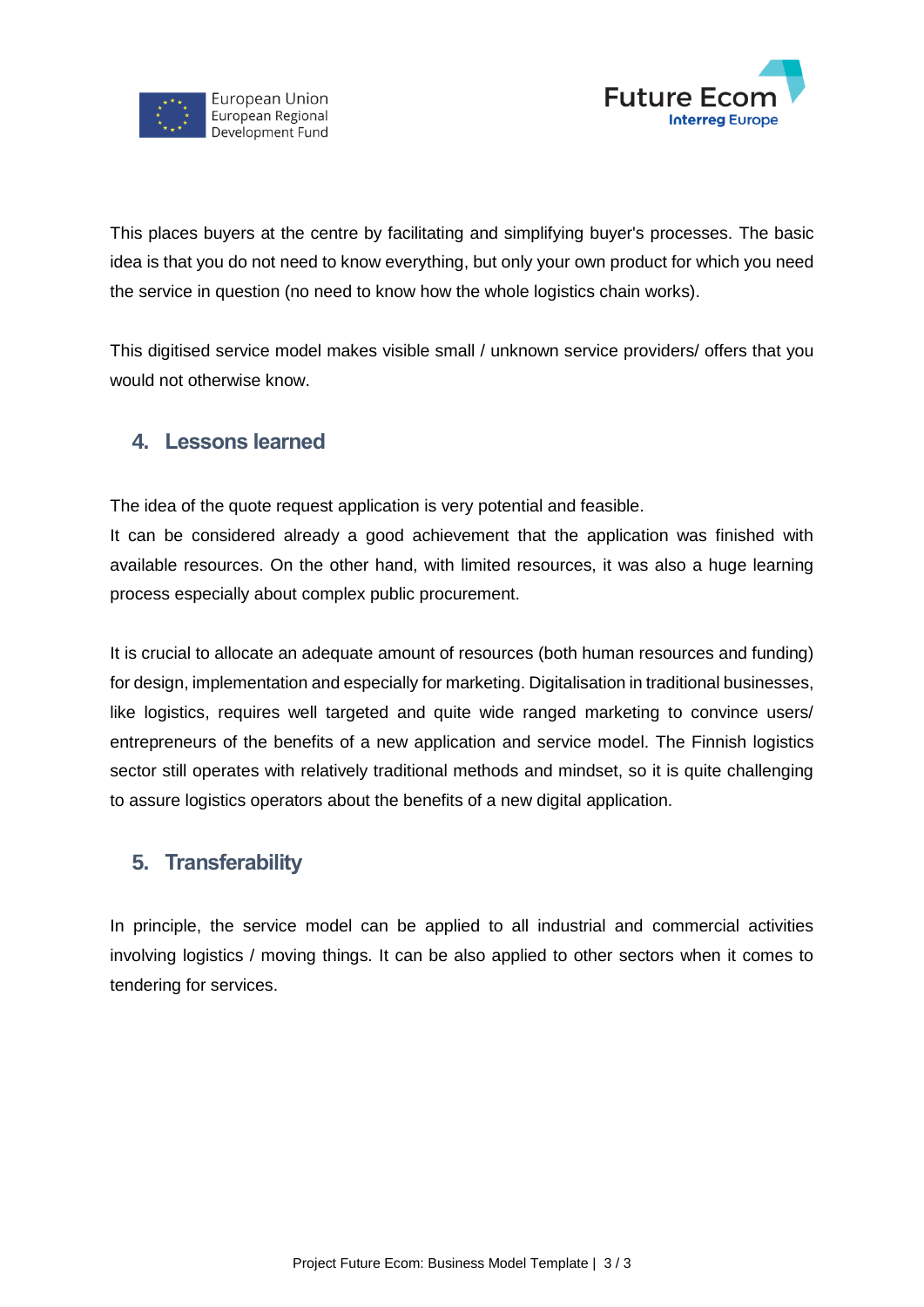This places buyers at the centre by facilitating and simplifying buyer's processes. The basic idea is that you do not need to know everything, but only your own product for which you need the service in question (no need to know how the whole logistics chain works).

This digitised service model makes visible small / unknown service providers/ offers that you would not otherwise know.

## 4. Lessons learned

The idea of the quote request application is very potential and feasible.
It can be considered already a good achievement that the application was finished with available resources. On the other hand, with limited resources, it was also a huge learning process especially about complex public procurement.

It is crucial to allocate an adequate amount of resources (both human resources and funding) for design, implementation and especially for marketing. Digitalisation in traditional businesses, like logistics, requires well targeted and quite wide ranged marketing to convince users/ entrepreneurs of the benefits of a new application and service model. The Finnish logistics sector still operates with relatively traditional methods and mindset, so it is quite challenging to assure logistics operators about the benefits of a new digital application.

## 5. Transferability

In principle, the service model can be applied to all industrial and commercial activities involving logistics / moving things. It can be also applied to other sectors when it comes to tendering for services.